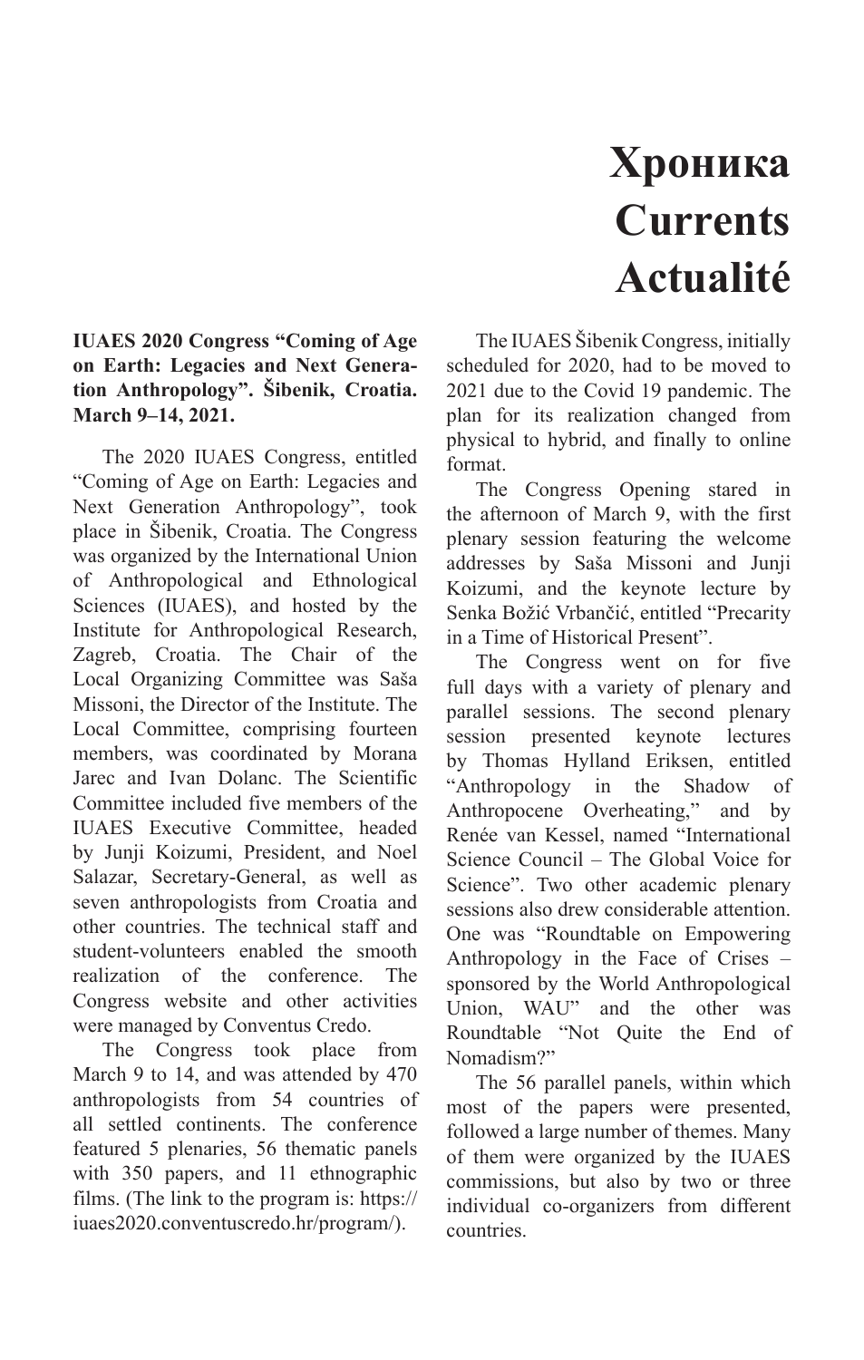# Хроника
# Currents
# Actualité

**IUAES 2020 Congress "Coming of Age on Earth: Legacies and Next Generation Anthropology". Šibenik, Croatia. March 9–14, 2021.**

The 2020 IUAES Congress, entitled "Coming of Age on Earth: Legacies and Next Generation Anthropology", took place in Šibenik, Croatia. The Congress was organized by the International Union of Anthropological and Ethnological Sciences (IUAES), and hosted by the Institute for Anthropological Research, Zagreb, Croatia. The Chair of the Local Organizing Committee was Saša Missoni, the Director of the Institute. The Local Committee, comprising fourteen members, was coordinated by Morana Jarec and Ivan Dolanc. The Scientific Committee included five members of the IUAES Executive Committee, headed by Junji Koizumi, President, and Noel Salazar, Secretary-General, as well as seven anthropologists from Croatia and other countries. The technical staff and student-volunteers enabled the smooth realization of the conference. The Congress website and other activities were managed by Conventus Credo.

The Congress took place from March 9 to 14, and was attended by 470 anthropologists from 54 countries of all settled continents. The conference featured 5 plenaries, 56 thematic panels with 350 papers, and 11 ethnographic films. (The link to the program is: https://iuaes2020.conventuscredo.hr/program/).

The IUAES Šibenik Congress, initially scheduled for 2020, had to be moved to 2021 due to the Covid 19 pandemic. The plan for its realization changed from physical to hybrid, and finally to online format.

The Congress Opening stared in the afternoon of March 9, with the first plenary session featuring the welcome addresses by Saša Missoni and Junji Koizumi, and the keynote lecture by Senka Božić Vrbančić, entitled "Precarity in a Time of Historical Present".

The Congress went on for five full days with a variety of plenary and parallel sessions. The second plenary session presented keynote lectures by Thomas Hylland Eriksen, entitled "Anthropology in the Shadow of Anthropocene Overheating," and by Renée van Kessel, named "International Science Council – The Global Voice for Science". Two other academic plenary sessions also drew considerable attention. One was "Roundtable on Empowering Anthropology in the Face of Crises – sponsored by the World Anthropological Union, WAU" and the other was Roundtable "Not Quite the End of Nomadism?"

The 56 parallel panels, within which most of the papers were presented, followed a large number of themes. Many of them were organized by the IUAES commissions, but also by two or three individual co-organizers from different countries.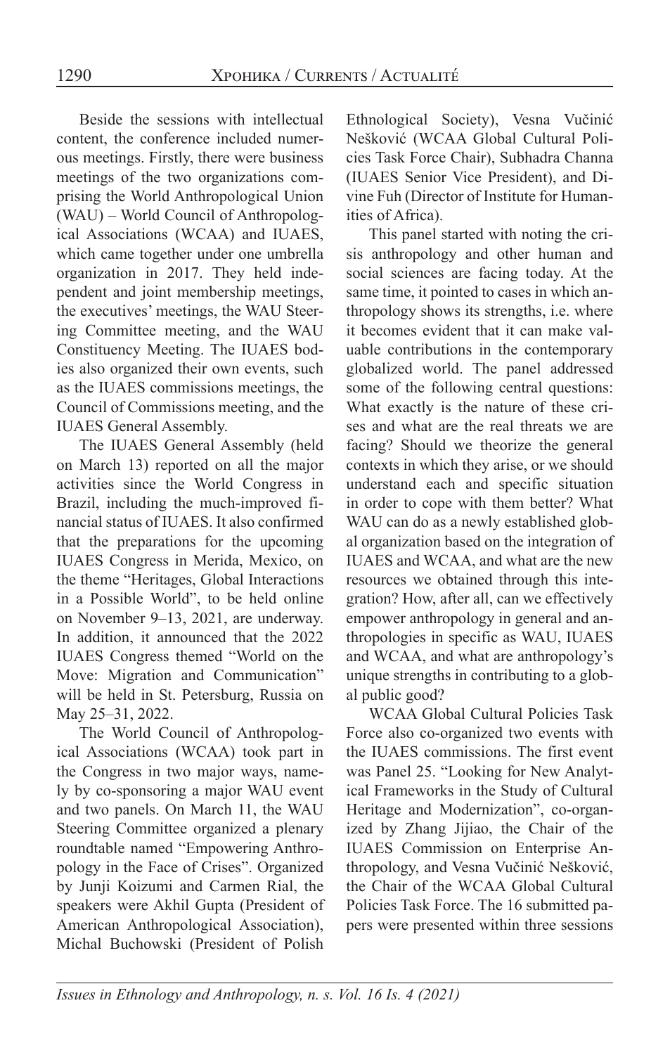Beside the sessions with intellectual content, the conference included numerous meetings. Firstly, there were business meetings of the two organizations comprising the World Anthropological Union (WAU) – World Council of Anthropological Associations (WCAA) and IUAES, which came together under one umbrella organization in 2017. They held independent and joint membership meetings, the executives' meetings, the WAU Steering Committee meeting, and the WAU Constituency Meeting. The IUAES bodies also organized their own events, such as the IUAES commissions meetings, the Council of Commissions meeting, and the IUAES General Assembly.

The IUAES General Assembly (held on March 13) reported on all the major activities since the World Congress in Brazil, including the much-improved financial status of IUAES. It also confirmed that the preparations for the upcoming IUAES Congress in Merida, Mexico, on the theme "Heritages, Global Interactions in a Possible World", to be held online on November 9–13, 2021, are underway. In addition, it announced that the 2022 IUAES Congress themed "World on the Move: Migration and Communication" will be held in St. Petersburg, Russia on May 25–31, 2022.

The World Council of Anthropological Associations (WCAA) took part in the Congress in two major ways, namely by co-sponsoring a major WAU event and two panels. On March 11, the WAU Steering Committee organized a plenary roundtable named "Empowering Anthropology in the Face of Crises". Organized by Junji Koizumi and Carmen Rial, the speakers were Akhil Gupta (President of American Anthropological Association), Michal Buchowski (President of Polish Ethnological Society), Vesna Vučinić Nešković (WCAA Global Cultural Policies Task Force Chair), Subhadra Channa (IUAES Senior Vice President), and Divine Fuh (Director of Institute for Humanities of Africa).

This panel started with noting the crisis anthropology and other human and social sciences are facing today. At the same time, it pointed to cases in which anthropology shows its strengths, i.e. where it becomes evident that it can make valuable contributions in the contemporary globalized world. The panel addressed some of the following central questions: What exactly is the nature of these crises and what are the real threats we are facing? Should we theorize the general contexts in which they arise, or we should understand each and specific situation in order to cope with them better? What WAU can do as a newly established global organization based on the integration of IUAES and WCAA, and what are the new resources we obtained through this integration? How, after all, can we effectively empower anthropology in general and anthropologies in specific as WAU, IUAES and WCAA, and what are anthropology's unique strengths in contributing to a global public good?

WCAA Global Cultural Policies Task Force also co-organized two events with the IUAES commissions. The first event was Panel 25. "Looking for New Analytical Frameworks in the Study of Cultural Heritage and Modernization", co-organized by Zhang Jijiao, the Chair of the IUAES Commission on Enterprise Anthropology, and Vesna Vučinić Nešković, the Chair of the WCAA Global Cultural Policies Task Force. The 16 submitted papers were presented within three sessions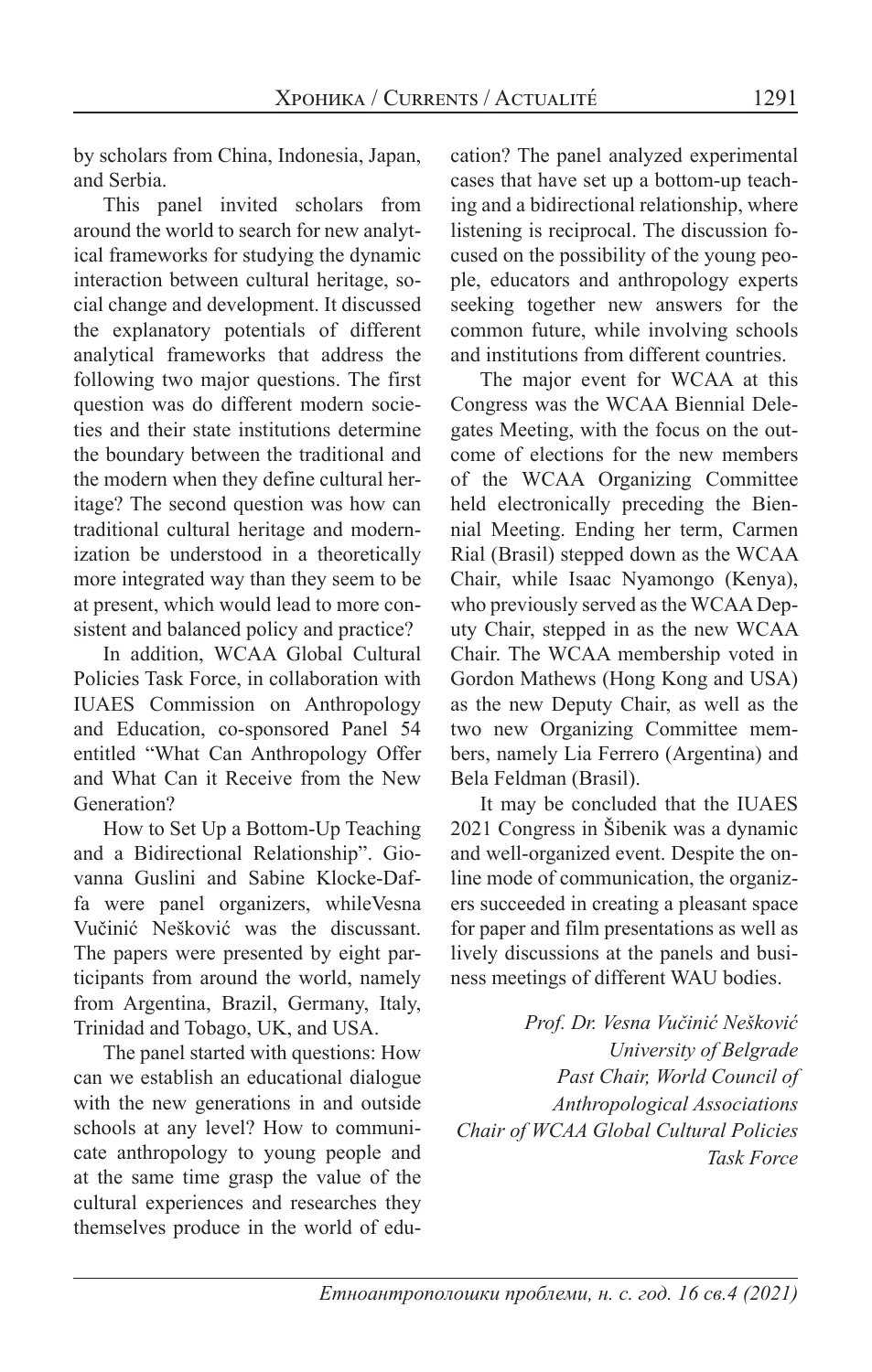by scholars from China, Indonesia, Japan, and Serbia.

This panel invited scholars from around the world to search for new analytical frameworks for studying the dynamic interaction between cultural heritage, social change and development. It discussed the explanatory potentials of different analytical frameworks that address the following two major questions. The first question was do different modern societies and their state institutions determine the boundary between the traditional and the modern when they define cultural heritage? The second question was how can traditional cultural heritage and modernization be understood in a theoretically more integrated way than they seem to be at present, which would lead to more consistent and balanced policy and practice?

In addition, WCAA Global Cultural Policies Task Force, in collaboration with IUAES Commission on Anthropology and Education, co-sponsored Panel 54 entitled "What Can Anthropology Offer and What Can it Receive from the New Generation?

How to Set Up a Bottom-Up Teaching and a Bidirectional Relationship". Giovanna Guslini and Sabine Klocke-Daffa were panel organizers, whileVesna Vučinić Nešković was the discussant. The papers were presented by eight participants from around the world, namely from Argentina, Brazil, Germany, Italy, Trinidad and Tobago, UK, and USA.

The panel started with questions: How can we establish an educational dialogue with the new generations in and outside schools at any level? How to communicate anthropology to young people and at the same time grasp the value of the cultural experiences and researches they themselves produce in the world of education? The panel analyzed experimental cases that have set up a bottom-up teaching and a bidirectional relationship, where listening is reciprocal. The discussion focused on the possibility of the young people, educators and anthropology experts seeking together new answers for the common future, while involving schools and institutions from different countries.

The major event for WCAA at this Congress was the WCAA Biennial Delegates Meeting, with the focus on the outcome of elections for the new members of the WCAA Organizing Committee held electronically preceding the Biennial Meeting. Ending her term, Carmen Rial (Brasil) stepped down as the WCAA Chair, while Isaac Nyamongo (Kenya), who previously served as the WCAA Deputy Chair, stepped in as the new WCAA Chair. The WCAA membership voted in Gordon Mathews (Hong Kong and USA) as the new Deputy Chair, as well as the two new Organizing Committee members, namely Lia Ferrero (Argentina) and Bela Feldman (Brasil).

It may be concluded that the IUAES 2021 Congress in Šibenik was a dynamic and well-organized event. Despite the online mode of communication, the organizers succeeded in creating a pleasant space for paper and film presentations as well as lively discussions at the panels and business meetings of different WAU bodies.

*Prof. Dr. Vesna Vučinić Nešković*
*University of Belgrade*
*Past Chair, World Council of Anthropological Associations*
*Chair of WCAA Global Cultural Policies Task Force*